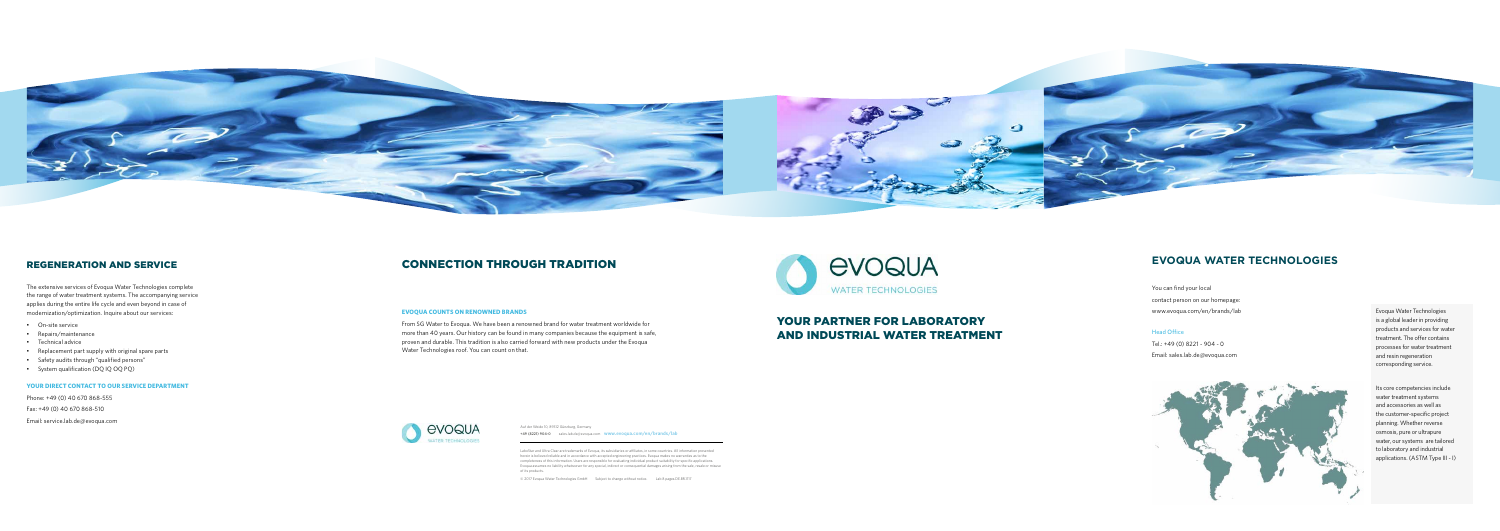## REGENERATION AND SERVICE

The extensive services of Evoqua Water Technologies complete the range of water treatment systems. The accompanying service applies during the entire life cycle and even beyond in case of modernization/optimization. Inquire about our services:

- On-site service
- Repairs/maintenance
- Technical advice
- Replacement part supply with original spare parts
- Safety audits through "qualified persons"
- System qualification (DQ IQ OQ PQ)

#### YOUR DIRECT CONTACT TO OUR SERVICE DEPARTMENT

Phone: +49 (0) 40 670 868-555

Fax: +49 (0) 40 670 868-510

Email: service.lab.de@evoqua.com

## CONNECTION THROUGH TRADITION

#### EVOQUA COUNTS ON RENOWNED BRANDS

From SG Water to Evoqua. We have been a renowned brand for water treatment worldwide for more than 40 years. Our history can be found in many companies because the equipment is safe, proven and durable. This tradition is also carried forward with new products under the Evoqua Water Technologies roof. You can count on that.

EVOQUA WATER TECHNOLOGIES

Auf der Weide 10, 89312 Günzburg, Germany

+49 (8221) 904-0   sales.lab.de@evoqua.com   www.evoqua.com/en/brands/lab

LaboStar and Ultra Clear are trademarks of Evoqua, its subsidiaries or affiliates, in some countries. All information presented herein is believed reliable and in accordance with accepted engineering practices. Evoqua makes no warranties as to the completeness of this information. Users are responsible for evaluating individual product suitability for specific applications. Evoqua assumes no liability whatsoever for any special, indirect or consequential damages arising from the sale, resale or misuse of its products.

© 2017 Evoqua Water Technologies GmbH   Subject to change without notice   Lab-Flyagent-EN-0817

EVOQUA WATER TECHNOLOGIES

# YOUR PARTNER FOR LABORATORY AND INDUSTRIAL WATER TREATMENT

## EVOQUA WATER TECHNOLOGIES

You can find your local contact person on our homepage: www.evoqua.com/en/brands/lab

#### Head Office

Tel.: +49 (0) 8221 - 904 - 0

Email: sales.lab.de@evoqua.com

Evoqua Water Technologies is a global leader in providing products and services for water treatment. The offer contains processes for water treatment and resin regeneration corresponding service.

Its core competencies include water treatment systems and accessories as well as the customer-specific project planning. Whether reverse osmosis, pure or ultrapure water, our systems are tailored to laboratory and industrial applications. (ASTM Type III - I)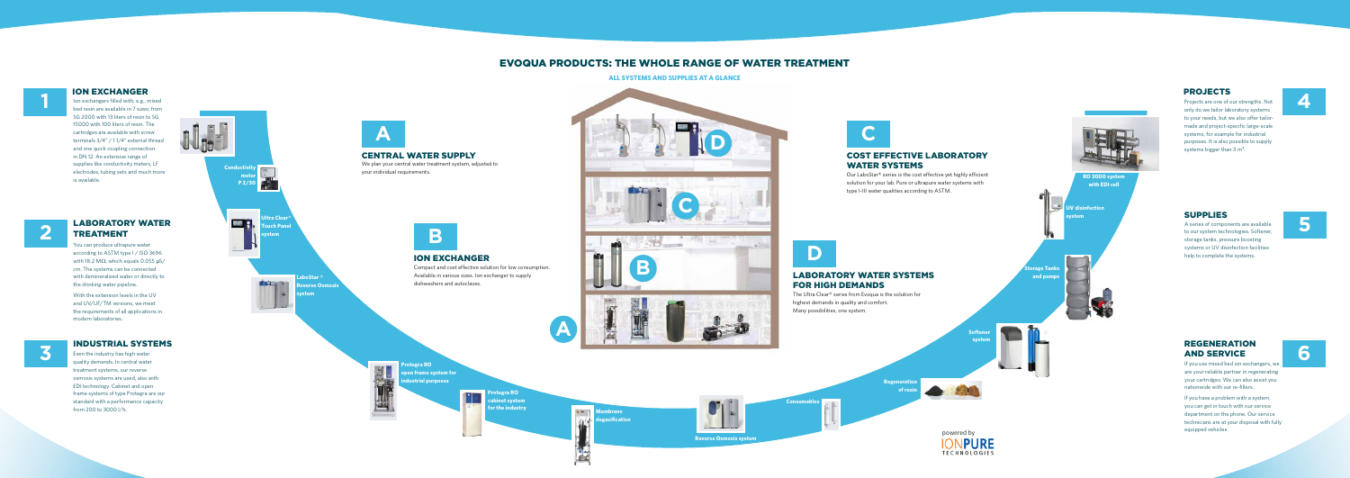# EVOQUA PRODUCTS: THE WHOLE RANGE OF WATER TREATMENT

**ALL SYSTEMS AND SUPPLIES AT A GLANCE**

## 1 ION EXCHANGER

Ion exchangers filled with, e.g., mixed bed resin are available in 7 sizes; from SG 2000 with 13 liters of resin to SG 15000 with 100 liters of resin. The cartridges are available with screw terminals 3/4" / 1 1/4" external thread and one quick coupling connection in DN 12. An extensive range of supplies like conductivity meters, LF electrodes, tubing sets and much more is available.

## 2 LABORATORY WATER TREATMENT

You can produce ultrapure water according to ASTM type I / ISO 3696 with 18.2 MΩ, which equals 0.055 µS/cm. The systems can be connected with demineralized water or directly to the drinking water pipeline.

With the extension levels in the UV and UV/UF/TM versions, we meet the requirements of all applications in modern laboratories.

## 3 INDUSTRIAL SYSTEMS

Even the industry has high water quality demands. In central water treatment systems, our reverse osmosis systems are used, also with EDI technology. Cabinet and open frame systems of type Protegra are our standard with a performance capacity from 200 to 3000 l/h.

Conductivity meter P 2/50

Ultra Clear® Touch Panel system

LaboStar® Reverse Osmosis system

Protegra RO open frame system for industrial purposes

Protegra RO cabinet system for the industry

Membrane degasification

Reverse Osmosis system

## A CENTRAL WATER SUPPLY

We plan your central water treatment system, adjusted to your individual requirements.

## B ION EXCHANGER

Compact and cost effective solution for low consumption. Available in various sizes. Ion exchanger to supply dishwashers and autoclaves.

## C COST EFFECTIVE LABORATORY WATER SYSTEMS

Our LaboStar® series is the cost effective yet highly efficient solution for your lab. Pure or ultrapure water systems with type I-III water qualities according to ASTM.

## D LABORATORY WATER SYSTEMS FOR HIGH DEMANDS

The Ultra Clear® series from Evoqua is the solution for highest demands in quality and comfort. Many possibilities, one system.

Consumables

Regeneration of resin

Softener system

Storage Tanks and pumps

UV disinfection system

RO 3000 system with EDI cell

## 4 PROJECTS

Projects are one of our strengths. Not only do we tailor laboratory systems to your needs, but we also offer tailor-made and project-specific large-scale systems, for example for industrial purposes. It is also possible to supply systems bigger than 3 m³.

## 5 SUPPLIES

A series of components are available to our system technologies. Softener, storage tanks, pressure boosting systems or UV disinfection facilities help to complete the systems.

## 6 REGENERATION AND SERVICE

If you use mixed bed ion exchangers, we are your reliable partner in regenerating your cartridges. We can also assist you nationwide with our re-fillers.

If you have a problem with a system, you can get in touch with our service department on the phone. Our service technicians are at your disposal with fully equipped vehicles.

powered by IONPURE TECHNOLOGIES